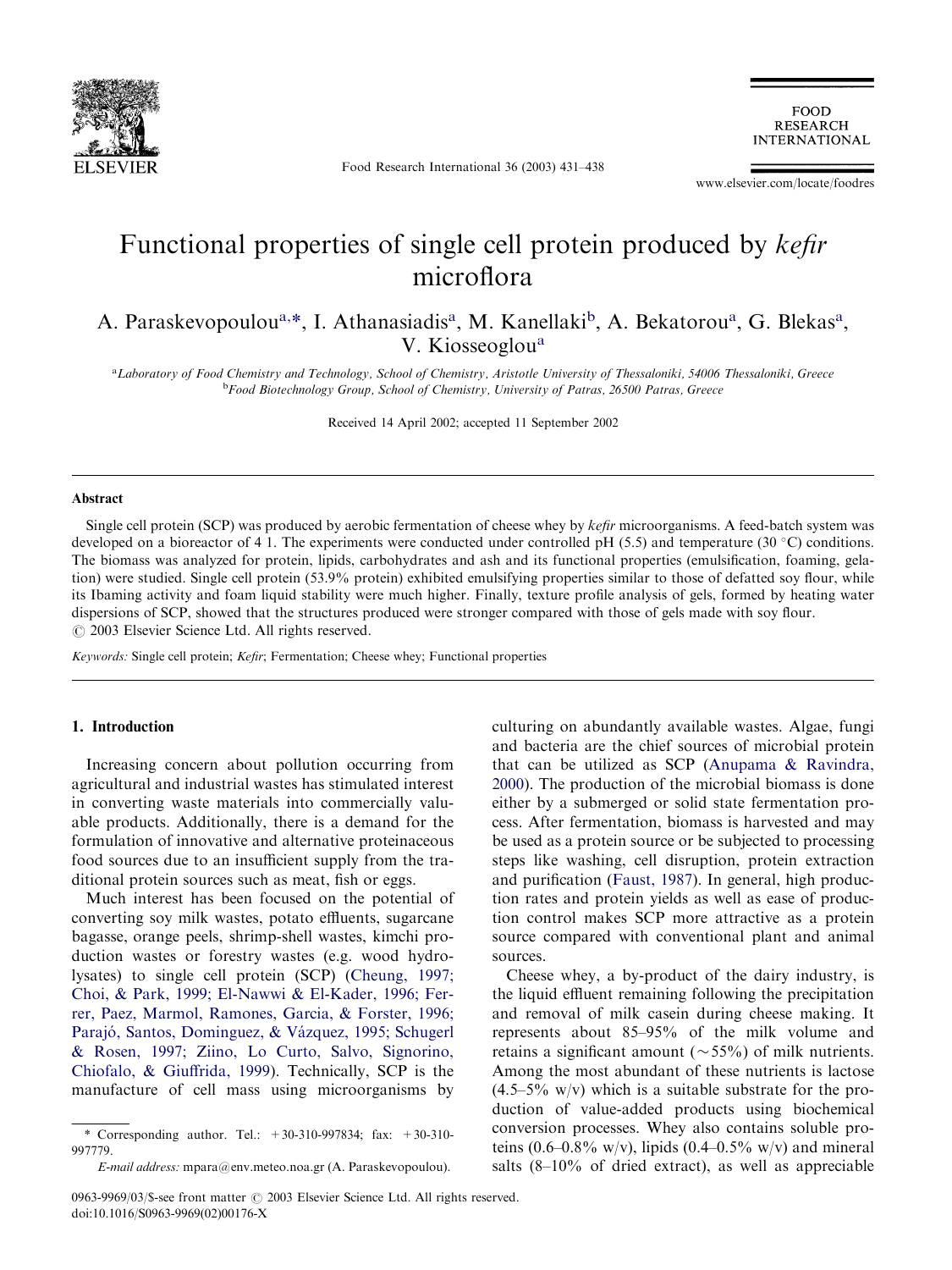# Functional properties of single cell protein produced by *kefir* microflora

A. Paraskevopoulou[a,*], I. Athanasiadis[a], M. Kanellaki[b], A. Bekatorou[a], G. Blekas[a], V. Kiosseoglou[a]

[a]*Laboratory of Food Chemistry and Technology, School of Chemistry, Aristotle University of Thessaloniki, 54006 Thessaloniki, Greece*
[b]*Food Biotechnology Group, School of Chemistry, University of Patras, 26500 Patras, Greece*

Received 14 April 2002; accepted 11 September 2002

## Abstract

Single cell protein (SCP) was produced by aerobic fermentation of cheese whey by *kefir* microorganisms. A feed-batch system was developed on a bioreactor of 4 l. The experiments were conducted under controlled pH (5.5) and temperature (30 °C) conditions. The biomass was analyzed for protein, lipids, carbohydrates and ash and its functional properties (emulsification, foaming, gelation) were studied. Single cell protein (53.9% protein) exhibited emulsifying properties similar to those of defatted soy flour, while its Ibaming activity and foam liquid stability were much higher. Finally, texture profile analysis of gels, formed by heating water dispersions of SCP, showed that the structures produced were stronger compared with those of gels made with soy flour.
© 2003 Elsevier Science Ltd. All rights reserved.

*Keywords:* Single cell protein; *Kefir*; Fermentation; Cheese whey; Functional properties

## 1. Introduction

Increasing concern about pollution occurring from agricultural and industrial wastes has stimulated interest in converting waste materials into commercially valuable products. Additionally, there is a demand for the formulation of innovative and alternative proteinaceous food sources due to an insufficient supply from the traditional protein sources such as meat, fish or eggs.

Much interest has been focused on the potential of converting soy milk wastes, potato effluents, sugarcane bagasse, orange peels, shrimp-shell wastes, kimchi production wastes or forestry wastes (e.g. wood hydrolysates) to single cell protein (SCP) (Cheung, 1997; Choi, & Park, 1999; El-Nawwi & El-Kader, 1996; Ferrer, Paez, Marmol, Ramones, Garcia, & Forster, 1996; Parajó, Santos, Dominguez, & Vázquez, 1995; Schugerl & Rosen, 1997; Ziino, Lo Curto, Salvo, Signorino, Chiofalo, & Giuffrida, 1999). Technically, SCP is the manufacture of cell mass using microorganisms by culturing on abundantly available wastes. Algae, fungi and bacteria are the chief sources of microbial protein that can be utilized as SCP (Anupama & Ravindra, 2000). The production of the microbial biomass is done either by a submerged or solid state fermentation process. After fermentation, biomass is harvested and may be used as a protein source or be subjected to processing steps like washing, cell disruption, protein extraction and purification (Faust, 1987). In general, high production rates and protein yields as well as ease of production control makes SCP more attractive as a protein source compared with conventional plant and animal sources.

Cheese whey, a by-product of the dairy industry, is the liquid effluent remaining following the precipitation and removal of milk casein during cheese making. It represents about 85–95% of the milk volume and retains a significant amount (~55%) of milk nutrients. Among the most abundant of these nutrients is lactose (4.5–5% w/v) which is a suitable substrate for the production of value-added products using biochemical conversion processes. Whey also contains soluble proteins (0.6–0.8% w/v), lipids (0.4–0.5% w/v) and mineral salts (8–10% of dried extract), as well as appreciable

\* Corresponding author. Tel.: +30-310-997834; fax: +30-310-997779.

*E-mail address:* mpara@env.meteo.noa.gr (A. Paraskevopoulou).

0963-9969/03/$-see front matter © 2003 Elsevier Science Ltd. All rights reserved.
doi:10.1016/S0963-9969(02)00176-X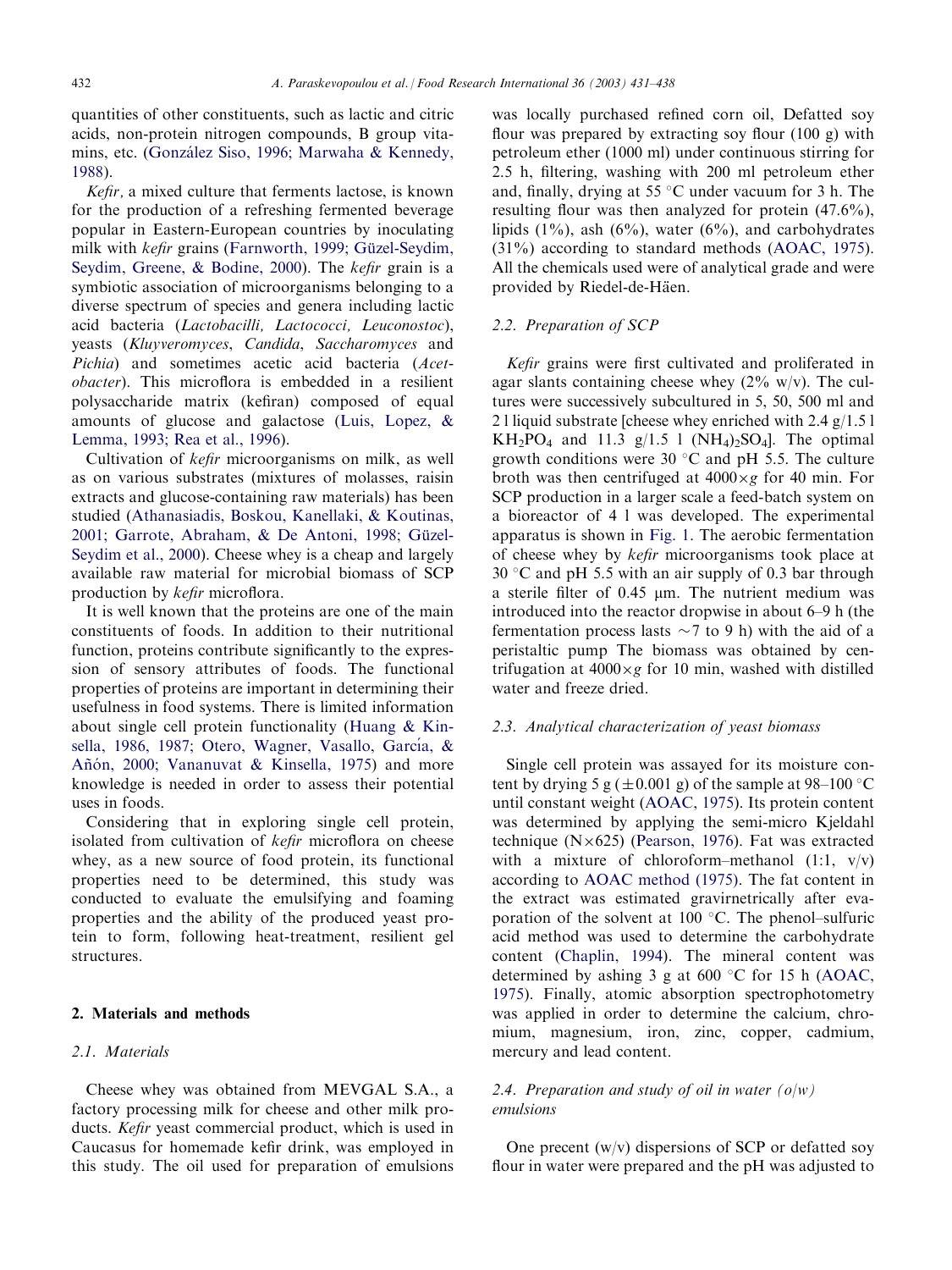quantities of other constituents, such as lactic and citric acids, non-protein nitrogen compounds, B group vitamins, etc. (González Siso, 1996; Marwaha & Kennedy, 1988).

*Kefir*, a mixed culture that ferments lactose, is known for the production of a refreshing fermented beverage popular in Eastern-European countries by inoculating milk with *kefir* grains (Farnworth, 1999; Güzel-Seydim, Seydim, Greene, & Bodine, 2000). The *kefir* grain is a symbiotic association of microorganisms belonging to a diverse spectrum of species and genera including lactic acid bacteria (*Lactobacilli, Lactococci, Leuconostoc*), yeasts (*Kluyveromyces*, *Candida*, *Saccharomyces* and *Pichia*) and sometimes acetic acid bacteria (*Acetobacter*). This microflora is embedded in a resilient polysaccharide matrix (kefiran) composed of equal amounts of glucose and galactose (Luis, Lopez, & Lemma, 1993; Rea et al., 1996).

Cultivation of *kefir* microorganisms on milk, as well as on various substrates (mixtures of molasses, raisin extracts and glucose-containing raw materials) has been studied (Athanasiadis, Boskou, Kanellaki, & Koutinas, 2001; Garrote, Abraham, & De Antoni, 1998; Güzel-Seydim et al., 2000). Cheese whey is a cheap and largely available raw material for microbial biomass of SCP production by *kefir* microflora.

It is well known that the proteins are one of the main constituents of foods. In addition to their nutritional function, proteins contribute significantly to the expression of sensory attributes of foods. The functional properties of proteins are important in determining their usefulness in food systems. There is limited information about single cell protein functionality (Huang & Kinsella, 1986, 1987; Otero, Wagner, Vasallo, García, & Añón, 2000; Vananuvat & Kinsella, 1975) and more knowledge is needed in order to assess their potential uses in foods.

Considering that in exploring single cell protein, isolated from cultivation of *kefir* microflora on cheese whey, as a new source of food protein, its functional properties need to be determined, this study was conducted to evaluate the emulsifying and foaming properties and the ability of the produced yeast protein to form, following heat-treatment, resilient gel structures.

## 2. Materials and methods

### 2.1. Materials

Cheese whey was obtained from MEVGAL S.A., a factory processing milk for cheese and other milk products. *Kefir* yeast commercial product, which is used in Caucasus for homemade kefir drink, was employed in this study. The oil used for preparation of emulsions was locally purchased refined corn oil, Defatted soy flour was prepared by extracting soy flour (100 g) with petroleum ether (1000 ml) under continuous stirring for 2.5 h, filtering, washing with 200 ml petroleum ether and, finally, drying at 55 °C under vacuum for 3 h. The resulting flour was then analyzed for protein (47.6%), lipids (1%), ash (6%), water (6%), and carbohydrates (31%) according to standard methods (AOAC, 1975). All the chemicals used were of analytical grade and were provided by Riedel-de-Häen.

### 2.2. Preparation of SCP

*Kefir* grains were first cultivated and proliferated in agar slants containing cheese whey (2% w/v). The cultures were successively subcultured in 5, 50, 500 ml and 2 l liquid substrate [cheese whey enriched with 2.4 g/1.5 l $KH_2PO_4$ and 11.3 g/1.5 l $(NH_4)_2SO_4$]. The optimal growth conditions were 30 °C and pH 5.5. The culture broth was then centrifuged at $4000 \times g$ for 40 min. For SCP production in a larger scale a feed-batch system on a bioreactor of 4 l was developed. The experimental apparatus is shown in Fig. 1. The aerobic fermentation of cheese whey by *kefir* microorganisms took place at 30 °C and pH 5.5 with an air supply of 0.3 bar through a sterile filter of 0.45 μm. The nutrient medium was introduced into the reactor dropwise in about 6–9 h (the fermentation process lasts ~7 to 9 h) with the aid of a peristaltic pump The biomass was obtained by centrifugation at $4000 \times g$ for 10 min, washed with distilled water and freeze dried.

### 2.3. Analytical characterization of yeast biomass

Single cell protein was assayed for its moisture content by drying 5 g (±0.001 g) of the sample at 98–100 °C until constant weight (AOAC, 1975). Its protein content was determined by applying the semi-micro Kjeldahl technique (N×625) (Pearson, 1976). Fat was extracted with a mixture of chloroform–methanol (1:1, v/v) according to AOAC method (1975). The fat content in the extract was estimated gravirnetrically after evaporation of the solvent at 100 °C. The phenol–sulfuric acid method was used to determine the carbohydrate content (Chaplin, 1994). The mineral content was determined by ashing 3 g at 600 °C for 15 h (AOAC, 1975). Finally, atomic absorption spectrophotometry was applied in order to determine the calcium, chromium, magnesium, iron, zinc, copper, cadmium, mercury and lead content.

### 2.4. Preparation and study of oil in water (o/w) emulsions

One precent (w/v) dispersions of SCP or defatted soy flour in water were prepared and the pH was adjusted to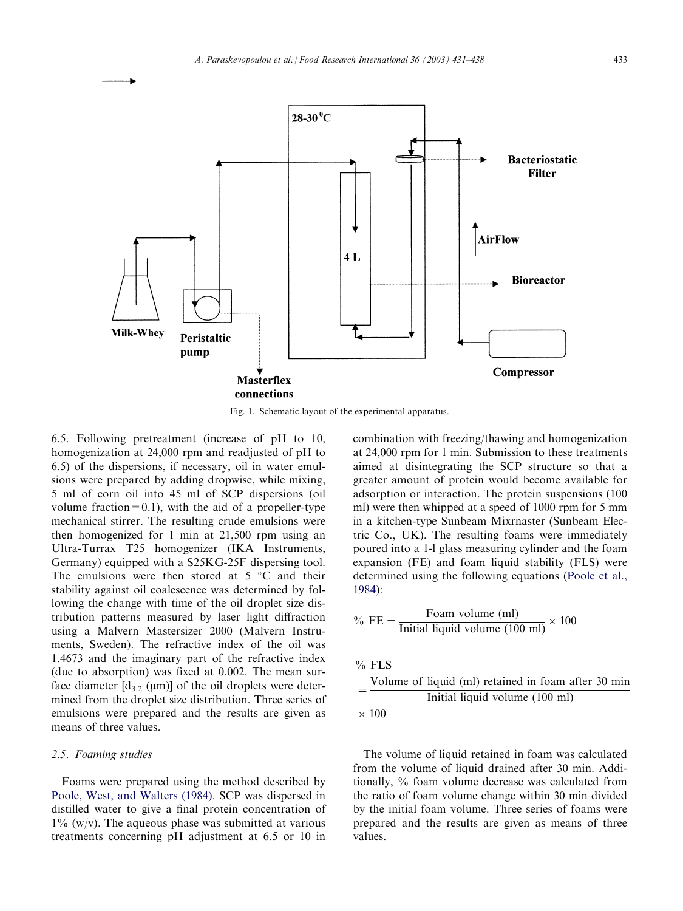28-30 °C

Bacteriostatic Filter

AirFlow

4 L

Bioreactor

Milk-Whey

Peristaltic pump

Compressor

Masterflex connections

Fig. 1. Schematic layout of the experimental apparatus.

6.5. Following pretreatment (increase of pH to 10, homogenization at 24,000 rpm and readjusted of pH to 6.5) of the dispersions, if necessary, oil in water emulsions were prepared by adding dropwise, while mixing, 5 ml of corn oil into 45 ml of SCP dispersions (oil volume fraction = 0.1), with the aid of a propeller-type mechanical stirrer. The resulting crude emulsions were then homogenized for 1 min at 21,500 rpm using an Ultra-Turrax T25 homogenizer (IKA Instruments, Germany) equipped with a S25KG-25F dispersing tool. The emulsions were then stored at 5 °C and their stability against oil coalescence was determined by following the change with time of the oil droplet size distribution patterns measured by laser light diffraction using a Malvern Mastersizer 2000 (Malvern Instruments, Sweden). The refractive index of the oil was 1.4673 and the imaginary part of the refractive index (due to absorption) was fixed at 0.002. The mean surface diameter [$d_{3.2}$ (μm)] of the oil droplets were determined from the droplet size distribution. Three series of emulsions were prepared and the results are given as means of three values.

### 2.5. Foaming studies

Foams were prepared using the method described by Poole, West, and Walters (1984). SCP was dispersed in distilled water to give a final protein concentration of 1% (w/v). The aqueous phase was submitted at various treatments concerning pH adjustment at 6.5 or 10 in combination with freezing/thawing and homogenization at 24,000 rpm for 1 min. Submission to these treatments aimed at disintegrating the SCP structure so that a greater amount of protein would become available for adsorption or interaction. The protein suspensions (100 ml) were then whipped at a speed of 1000 rpm for 5 mm in a kitchen-type Sunbeam Mixrnaster (Sunbeam Electric Co., UK). The resulting foams were immediately poured into a 1-l glass measuring cylinder and the foam expansion (FE) and foam liquid stability (FLS) were determined using the following equations (Poole et al., 1984):

$$\%\ \text{FE} = \frac{\text{Foam volume (ml)}}{\text{Initial liquid volume (100 ml)}} \times 100$$

$$\%\ \text{FLS} = \frac{\text{Volume of liquid (ml) retained in foam after 30 min}}{\text{Initial liquid volume (100 ml)}} \times 100$$

The volume of liquid retained in foam was calculated from the volume of liquid drained after 30 min. Additionally, % foam volume decrease was calculated from the ratio of foam volume change within 30 min divided by the initial foam volume. Three series of foams were prepared and the results are given as means of three values.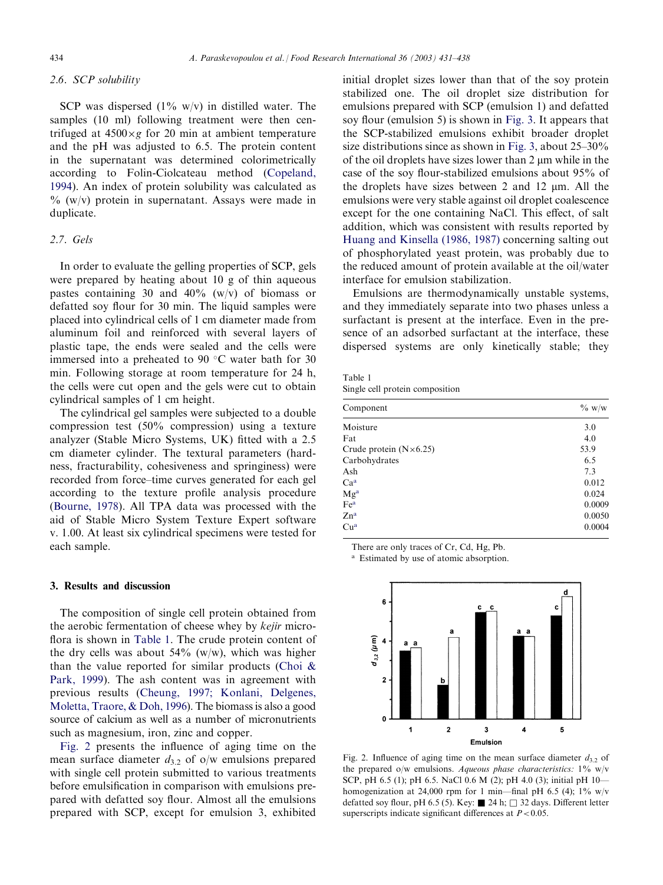### 2.6. SCP solubility

SCP was dispersed (1% w/v) in distilled water. The samples (10 ml) following treatment were then centrifuged at $4500\times g$ for 20 min at ambient temperature and the pH was adjusted to 6.5. The protein content in the supernatant was determined colorimetrically according to Folin-Ciolcateau method (Copeland, 1994). An index of protein solubility was calculated as % (w/v) protein in supernatant. Assays were made in duplicate.

### 2.7. Gels

In order to evaluate the gelling properties of SCP, gels were prepared by heating about 10 g of thin aqueous pastes containing 30 and 40% (w/v) of biomass or defatted soy flour for 30 min. The liquid samples were placed into cylindrical cells of 1 cm diameter made from aluminum foil and reinforced with several layers of plastic tape, the ends were sealed and the cells were immersed into a preheated to 90 °C water bath for 30 min. Following storage at room temperature for 24 h, the cells were cut open and the gels were cut to obtain cylindrical samples of 1 cm height.

The cylindrical gel samples were subjected to a double compression test (50% compression) using a texture analyzer (Stable Micro Systems, UK) fitted with a 2.5 cm diameter cylinder. The textural parameters (hardness, fracturability, cohesiveness and springiness) were recorded from force–time curves generated for each gel according to the texture profile analysis procedure (Bourne, 1978). All TPA data was processed with the aid of Stable Micro System Texture Expert software v. 1.00. At least six cylindrical specimens were tested for each sample.

## 3. Results and discussion

The composition of single cell protein obtained from the aerobic fermentation of cheese whey by *kejir* microflora is shown in Table 1. The crude protein content of the dry cells was about 54% (w/w), which was higher than the value reported for similar products (Choi & Park, 1999). The ash content was in agreement with previous results (Cheung, 1997; Konlani, Delgenes, Moletta, Traore, & Doh, 1996). The biomass is also a good source of calcium as well as a number of micronutrients such as magnesium, iron, zinc and copper.

Fig. 2 presents the influence of aging time on the mean surface diameter $d_{3.2}$ of o/w emulsions prepared with single cell protein submitted to various treatments before emulsification in comparison with emulsions prepared with defatted soy flour. Almost all the emulsions prepared with SCP, except for emulsion 3, exhibited initial droplet sizes lower than that of the soy protein stabilized one. The oil droplet size distribution for emulsions prepared with SCP (emulsion 1) and defatted soy flour (emulsion 5) is shown in Fig. 3. It appears that the SCP-stabilized emulsions exhibit broader droplet size distributions since as shown in Fig. 3, about 25–30% of the oil droplets have sizes lower than 2 μm while in the case of the soy flour-stabilized emulsions about 95% of the droplets have sizes between 2 and 12 μm. All the emulsions were very stable against oil droplet coalescence except for the one containing NaCl. This effect, of salt addition, which was consistent with results reported by Huang and Kinsella (1986, 1987) concerning salting out of phosphorylated yeast protein, was probably due to the reduced amount of protein available at the oil/water interface for emulsion stabilization.

Emulsions are thermodynamically unstable systems, and they immediately separate into two phases unless a surfactant is present at the interface. Even in the presence of an adsorbed surfactant at the interface, these dispersed systems are only kinetically stable; they

Table 1
Single cell protein composition

| Component | % w/w |
|---|---|
| Moisture | 3.0 |
| Fat | 4.0 |
| Crude protein (N×6.25) | 53.9 |
| Carbohydrates | 6.5 |
| Ash | 7.3 |
| Ca[a] | 0.012 |
| Mg[a] | 0.024 |
| Fe[a] | 0.0009 |
| Zn[a] | 0.0050 |
| Cu[a] | 0.0004 |

There are only traces of Cr, Cd, Hg, Pb.
[a] Estimated by use of atomic absorption.

$d_{3,2}$ (μm)
0
2
4
6
a a
b a
c c
a a
c d
1 2 3 4 5
Emulsion

Fig. 2. Influence of aging time on the mean surface diameter $d_{3.2}$ of the prepared o/w emulsions. *Aqueous phase characteristics:* 1% w/v SCP, pH 6.5 (1); pH 6.5. NaCl 0.6 M (2); pH 4.0 (3); initial pH 10—homogenization at 24,000 rpm for 1 min—final pH 6.5 (4); 1% w/v defatted soy flour, pH 6.5 (5). Key: ■ 24 h; □ 32 days. Different letter superscripts indicate significant differences at $P<0.05$.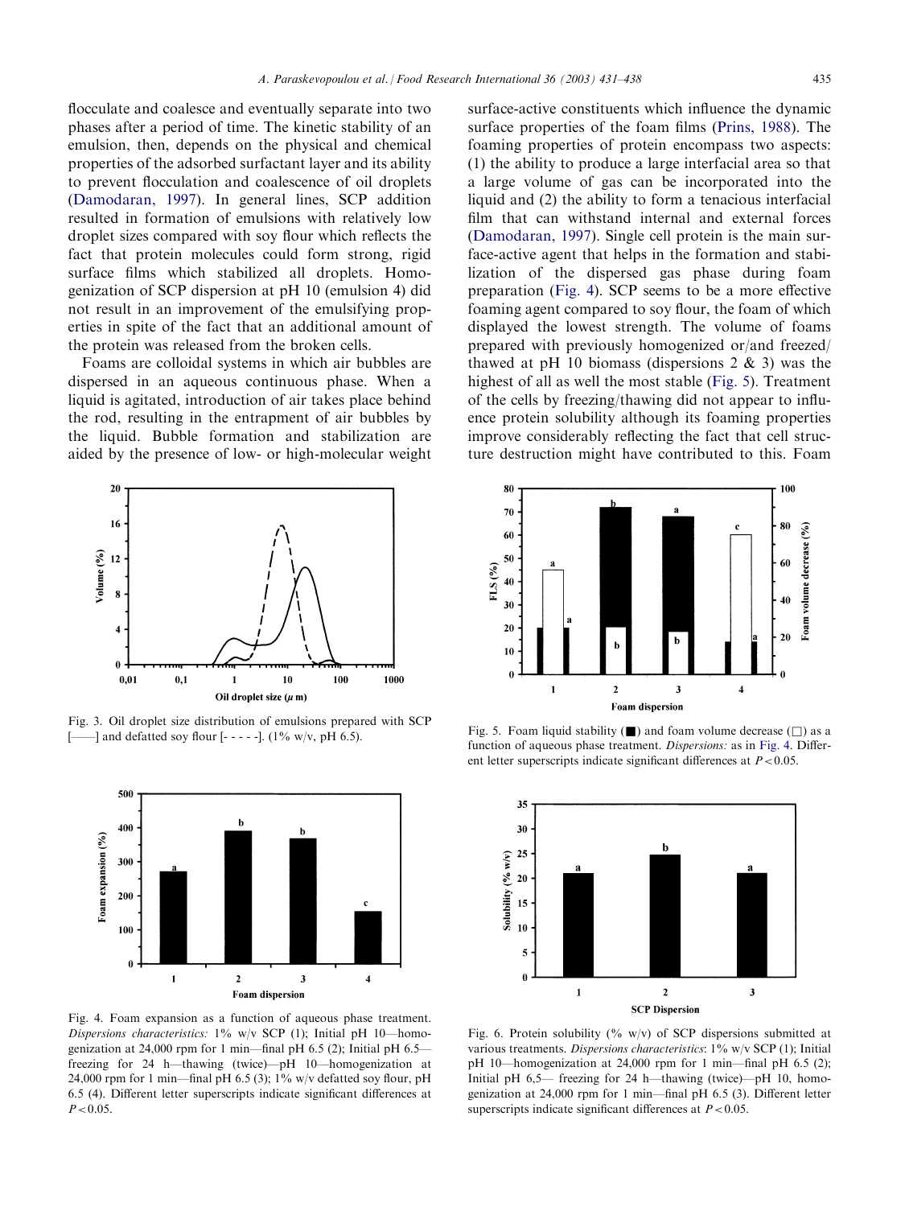flocculate and coalesce and eventually separate into two phases after a period of time. The kinetic stability of an emulsion, then, depends on the physical and chemical properties of the adsorbed surfactant layer and its ability to prevent flocculation and coalescence of oil droplets (Damodaran, 1997). In general lines, SCP addition resulted in formation of emulsions with relatively low droplet sizes compared with soy flour which reflects the fact that protein molecules could form strong, rigid surface films which stabilized all droplets. Homogenization of SCP dispersion at pH 10 (emulsion 4) did not result in an improvement of the emulsifying properties in spite of the fact that an additional amount of the protein was released from the broken cells.

Foams are colloidal systems in which air bubbles are dispersed in an aqueous continuous phase. When a liquid is agitated, introduction of air takes place behind the rod, resulting in the entrapment of air bubbles by the liquid. Bubble formation and stabilization are aided by the presence of low- or high-molecular weight surface-active constituents which influence the dynamic surface properties of the foam films (Prins, 1988). The foaming properties of protein encompass two aspects: (1) the ability to produce a large interfacial area so that a large volume of gas can be incorporated into the liquid and (2) the ability to form a tenacious interfacial film that can withstand internal and external forces (Damodaran, 1997). Single cell protein is the main surface-active agent that helps in the formation and stabilization of the dispersed gas phase during foam preparation (Fig. 4). SCP seems to be a more effective foaming agent compared to soy flour, the foam of which displayed the lowest strength. The volume of foams prepared with previously homogenized or/and freezed/thawed at pH 10 biomass (dispersions 2 & 3) was the highest of all as well the most stable (Fig. 5). Treatment of the cells by freezing/thawing did not appear to influence protein solubility although its foaming properties improve considerably reflecting the fact that cell structure destruction might have contributed to this. Foam

Volume (%)
20
16
12
8
4
0
0,01 0,1 1 10 100 1000
Oil droplet size (μ m)

Fig. 3. Oil droplet size distribution of emulsions prepared with SCP [——] and defatted soy flour [- - - - -]. (1% w/v, pH 6.5).

Foam expansion (%)
500
400
300
200
100
0
a b b c
1 2 3 4
Foam dispersion

Fig. 4. Foam expansion as a function of aqueous phase treatment. *Dispersions characteristics:* 1% w/v SCP (1); Initial pH 10—homogenization at 24,000 rpm for 1 min—final pH 6.5 (2); Initial pH 6.5—freezing for 24 h—thawing (twice)—pH 10—homogenization at 24,000 rpm for 1 min—final pH 6.5 (3); 1% w/v defatted soy flour, pH 6.5 (4). Different letter superscripts indicate significant differences at $P<0.05$.

FLS (%)
80
70
60
50
40
30
20
10
0
Foam volume decrease (%)
100
80
60
40
20
0
a a b b a b c a
1 2 3 4
Foam dispersion

Fig. 5. Foam liquid stability (■) and foam volume decrease (□) as a function of aqueous phase treatment. *Dispersions:* as in Fig. 4. Different letter superscripts indicate significant differences at $P<0.05$.

Solubility (% w/v)
35
30
25
20
15
10
5
0
a b a
1 2 3
SCP Dispersion

Fig. 6. Protein solubility (% w/v) of SCP dispersions submitted at various treatments. *Dispersions characteristics*: 1% w/v SCP (1); Initial pH 10—homogenization at 24,000 rpm for 1 min—final pH 6.5 (2); Initial pH 6,5— freezing for 24 h—thawing (twice)—pH 10, homogenization at 24,000 rpm for 1 min—final pH 6.5 (3). Different letter superscripts indicate significant differences at $P<0.05$.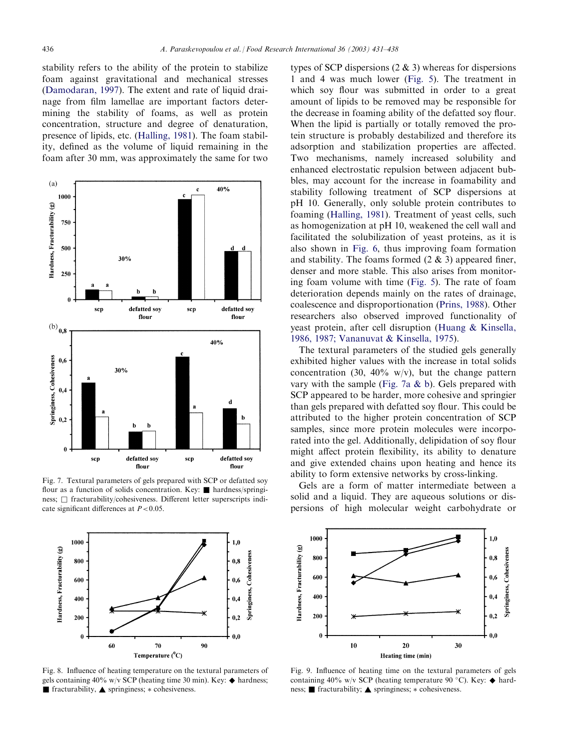stability refers to the ability of the protein to stabilize foam against gravitational and mechanical stresses (Damodaran, 1997). The extent and rate of liquid drainage from film lamellae are important factors determining the stability of foams, as well as protein concentration, structure and degree of denaturation, presence of lipids, etc. (Halling, 1981). The foam stability, defined as the volume of liquid remaining in the foam after 30 mm, was approximately the same for two types of SCP dispersions (2 & 3) whereas for dispersions 1 and 4 was much lower (Fig. 5). The treatment in which soy flour was submitted in order to a great amount of lipids to be removed may be responsible for the decrease in foaming ability of the defatted soy flour. When the lipid is partially or totally removed the protein structure is probably destabilized and therefore its adsorption and stabilization properties are affected. Two mechanisms, namely increased solubility and enhanced electrostatic repulsion between adjacent bubbles, may account for the increase in foamability and stability following treatment of SCP dispersions at pH 10. Generally, only soluble protein contributes to foaming (Halling, 1981). Treatment of yeast cells, such as homogenization at pH 10, weakened the cell wall and facilitated the solubilization of yeast proteins, as it is also shown in Fig. 6, thus improving foam formation and stability. The foams formed (2 & 3) appeared finer, denser and more stable. This also arises from monitoring foam volume with time (Fig. 5). The rate of foam deterioration depends mainly on the rates of drainage, coalescence and disproportionation (Prins, 1988). Other researchers also observed improved functionality of yeast protein, after cell disruption (Huang & Kinsella, 1986, 1987; Vananuvat & Kinsella, 1975).

The textural parameters of the studied gels generally exhibited higher values with the increase in total solids concentration (30, 40% w/v), but the change pattern vary with the sample (Fig. 7a & b). Gels prepared with SCP appeared to be harder, more cohesive and springier than gels prepared with defatted soy flour. This could be attributed to the higher protein concentration of SCP samples, since more protein molecules were incorporated into the gel. Additionally, delipidation of soy flour might affect protein flexibility, its ability to denature and give extended chains upon heating and hence its ability to form extensive networks by cross-linking.

Gels are a form of matter intermediate between a solid and a liquid. They are aqueous solutions or dispersions of high molecular weight carbohydrate or

Fig. 7. Textural parameters of gels prepared with SCP or defatted soy flour as a function of solids concentration. Key: ■ hardness/springiness; □ fracturability/cohesiveness. Different letter superscripts indicate significant differences at $P<0.05$.

Fig. 8. Influence of heating temperature on the textural parameters of gels containing 40% w/v SCP (heating time 30 min). Key: ◆ hardness; ■ fracturability, ▲ springiness; ∗ cohesiveness.

Fig. 9. Influence of heating time on the textural parameters of gels containing 40% w/v SCP (heating temperature 90 °C). Key: ◆ hardness; ■ fracturability; ▲ springiness; ∗ cohesiveness.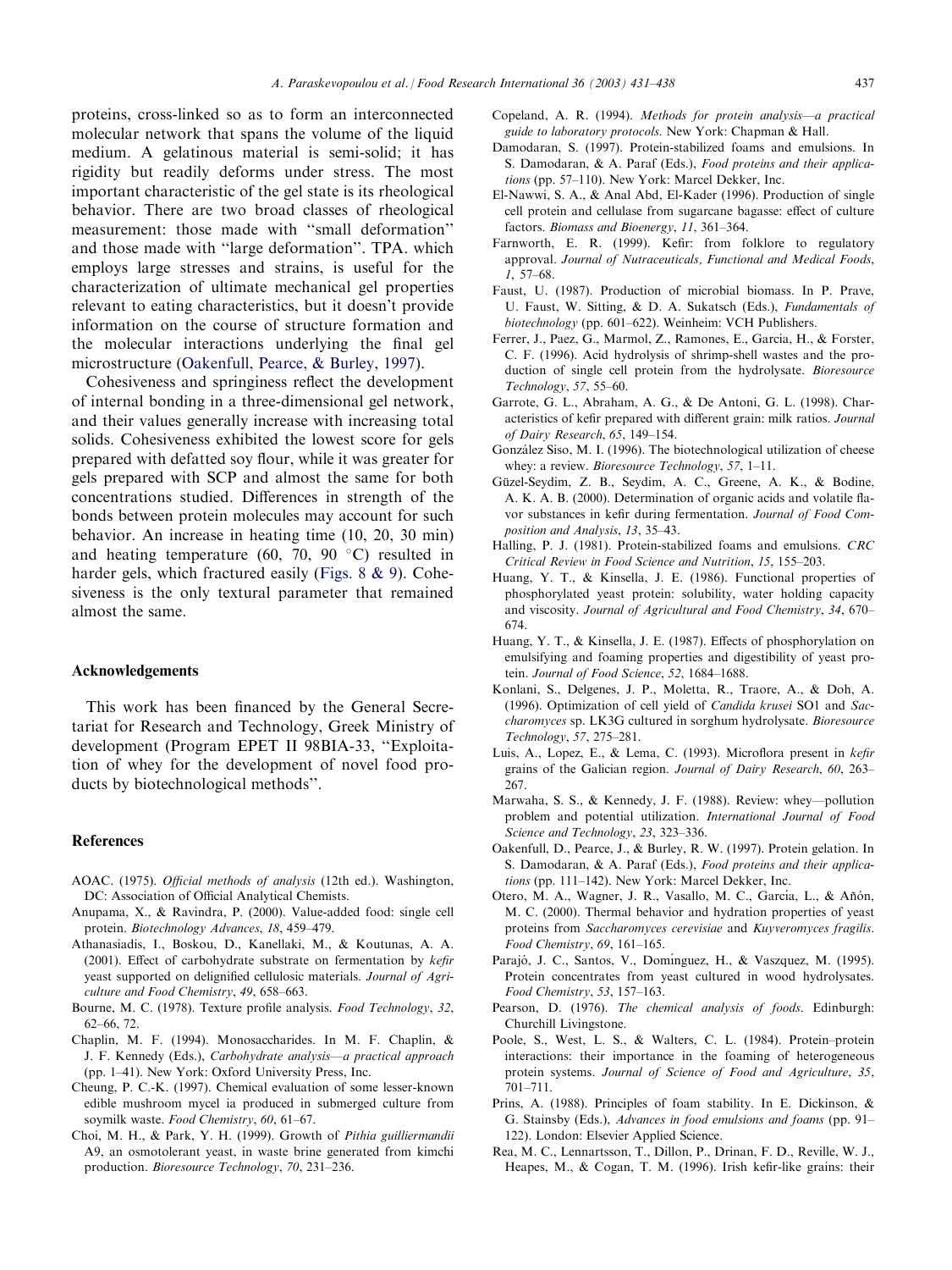proteins, cross-linked so as to form an interconnected molecular network that spans the volume of the liquid medium. A gelatinous material is semi-solid; it has rigidity but readily deforms under stress. The most important characteristic of the gel state is its rheological behavior. There are two broad classes of rheological measurement: those made with ''small deformation'' and those made with ''large deformation''. TPA. which employs large stresses and strains, is useful for the characterization of ultimate mechanical gel properties relevant to eating characteristics, but it doesn't provide information on the course of structure formation and the molecular interactions underlying the final gel microstructure (Oakenfull, Pearce, & Burley, 1997).

Cohesiveness and springiness reflect the development of internal bonding in a three-dimensional gel network, and their values generally increase with increasing total solids. Cohesiveness exhibited the lowest score for gels prepared with defatted soy flour, while it was greater for gels prepared with SCP and almost the same for both concentrations studied. Differences in strength of the bonds between protein molecules may account for such behavior. An increase in heating time (10, 20, 30 min) and heating temperature (60, 70, 90 °C) resulted in harder gels, which fractured easily (Figs. 8 & 9). Cohesiveness is the only textural parameter that remained almost the same.

## Acknowledgements

This work has been financed by the General Secretariat for Research and Technology, Greek Ministry of development (Program EPET II 98BIA-33, ''Exploitation of whey for the development of novel food products by biotechnological methods''.

## References

AOAC. (1975). *Official methods of analysis* (12th ed.). Washington, DC: Association of Official Analytical Chemists.

Anupama, X., & Ravindra, P. (2000). Value-added food: single cell protein. *Biotechnology Advances*, *18*, 459–479.

Athanasiadis, I., Boskou, D., Kanellaki, M., & Koutunas, A. A. (2001). Effect of carbohydrate substrate on fermentation by *kefir* yeast supported on delignified cellulosic materials. *Journal of Agriculture and Food Chemistry*, *49*, 658–663.

Bourne, M. C. (1978). Texture profile analysis. *Food Technology*, *32*, 62–66, 72.

Chaplin, M. F. (1994). Monosaccharides. In M. F. Chaplin, & J. F. Kennedy (Eds.), *Carbohydrate analysis—a practical approach* (pp. 1–41). New York: Oxford University Press, Inc.

Cheung, P. C.-K. (1997). Chemical evaluation of some lesser-known edible mushroom mycel ia produced in submerged culture from soymilk waste. *Food Chemistry*, *60*, 61–67.

Choi, M. H., & Park, Y. H. (1999). Growth of *Pithia guilliermandii* A9, an osmotolerant yeast, in waste brine generated from kimchi production. *Bioresource Technology*, *70*, 231–236.

Copeland, A. R. (1994). *Methods for protein analysis—a practical guide to laboratory protocols*. New York: Chapman & Hall.

Damodaran, S. (1997). Protein-stabilized foams and emulsions. In S. Damodaran, & A. Paraf (Eds.), *Food proteins and their applications* (pp. 57–110). New York: Marcel Dekker, Inc.

El-Nawwi, S. A., & Anal Abd, El-Kader (1996). Production of single cell protein and cellulase from sugarcane bagasse: effect of culture factors. *Biomass and Bioenergy*, *11*, 361–364.

Farnworth, E. R. (1999). Kefir: from folklore to regulatory approval. *Journal of Nutraceuticals, Functional and Medical Foods*, *1*, 57–68.

Faust, U. (1987). Production of microbial biomass. In P. Prave, U. Faust, W. Sitting, & D. A. Sukatsch (Eds.), *Fundamentals of biotechnology* (pp. 601–622). Weinheim: VCH Publishers.

Ferrer, J., Paez, G., Marmol, Z., Ramones, E., Garcia, H., & Forster, C. F. (1996). Acid hydrolysis of shrimp-shell wastes and the production of single cell protein from the hydrolysate. *Bioresource Technology*, *57*, 55–60.

Garrote, G. L., Abraham, A. G., & De Antoni, G. L. (1998). Characteristics of kefir prepared with different grain: milk ratios. *Journal of Dairy Research*, *65*, 149–154.

González Siso, M. I. (1996). The biotechnological utilization of cheese whey: a review. *Bioresource Technology*, *57*, 1–11.

Güzel-Seydim, Z. B., Seydim, A. C., Greene, A. K., & Bodine, A. K. A. B. (2000). Determination of organic acids and volatile flavor substances in kefir during fermentation. *Journal of Food Composition and Analysis*, *13*, 35–43.

Halling, P. J. (1981). Protein-stabilized foams and emulsions. *CRC Critical Review in Food Science and Nutrition*, *15*, 155–203.

Huang, Y. T., & Kinsella, J. E. (1986). Functional properties of phosphorylated yeast protein: solubility, water holding capacity and viscosity. *Journal of Agricultural and Food Chemistry*, *34*, 670–674.

Huang, Y. T., & Kinsella, J. E. (1987). Effects of phosphorylation on emulsifying and foaming properties and digestibility of yeast protein. *Journal of Food Science*, *52*, 1684–1688.

Konlani, S., Delgenes, J. P., Moletta, R., Traore, A., & Doh, A. (1996). Optimization of cell yield of *Candida krusei* SO1 and *Saccharomyces* sp. LK3G cultured in sorghum hydrolysate. *Bioresource Technology*, *57*, 275–281.

Luis, A., Lopez, E., & Lema, C. (1993). Microflora present in *kefir* grains of the Galician region. *Journal of Dairy Research*, *60*, 263–267.

Marwaha, S. S., & Kennedy, J. F. (1988). Review: whey—pollution problem and potential utilization. *International Journal of Food Science and Technology*, *23*, 323–336.

Oakenfull, D., Pearce, J., & Burley, R. W. (1997). Protein gelation. In S. Damodaran, & A. Paraf (Eds.), *Food proteins and their applications* (pp. 111–142). New York: Marcel Dekker, Inc.

Otero, M. A., Wagner, J. R., Vasallo, M. C., García, L., & Añón, M. C. (2000). Thermal behavior and hydration properties of yeast proteins from *Saccharomyces cerevisiae* and *Kuyveromyces fragilis*. *Food Chemistry*, *69*, 161–165.

Parajó, J. C., Santos, V., Domínguez, H., & Vaszquez, M. (1995). Protein concentrates from yeast cultured in wood hydrolysates. *Food Chemistry*, *53*, 157–163.

Pearson, D. (1976). *The chemical analysis of foods*. Edinburgh: Churchill Livingstone.

Poole, S., West, L. S., & Walters, C. L. (1984). Protein–protein interactions: their importance in the foaming of heterogeneous protein systems. *Journal of Science of Food and Agriculture*, *35*, 701–711.

Prins, A. (1988). Principles of foam stability. In E. Dickinson, & G. Stainsby (Eds.), *Advances in food emulsions and foams* (pp. 91–122). London: Elsevier Applied Science.

Rea, M. C., Lennartsson, T., Dillon, P., Drinan, F. D., Reville, W. J., Heapes, M., & Cogan, T. M. (1996). Irish kefir-like grains: their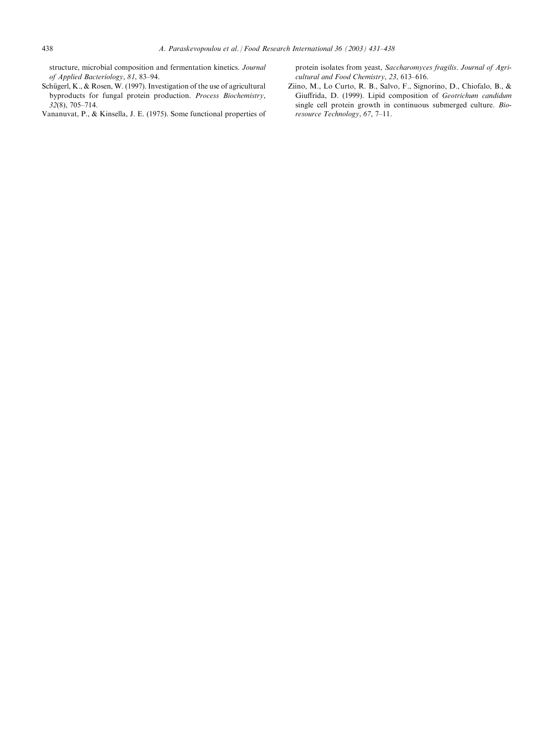structure, microbial composition and fermentation kinetics. *Journal of Applied Bacteriology*, *81*, 83–94.

Schügerl, K., & Rosen, W. (1997). Investigation of the use of agricultural byproducts for fungal protein production. *Process Biochemistry*, *32*(8), 705–714.

Vananuvat, P., & Kinsella, J. E. (1975). Some functional properties of protein isolates from yeast, *Saccharomyces fragilis*. *Journal of Agricultural and Food Chemistry*, *23*, 613–616.

Ziino, M., Lo Curto, R. B., Salvo, F., Signorino, D., Chiofalo, B., & Giuffrida, D. (1999). Lipid composition of *Geotrichum candidum* single cell protein growth in continuous submerged culture. *Bioresource Technology*, *67*, 7–11.